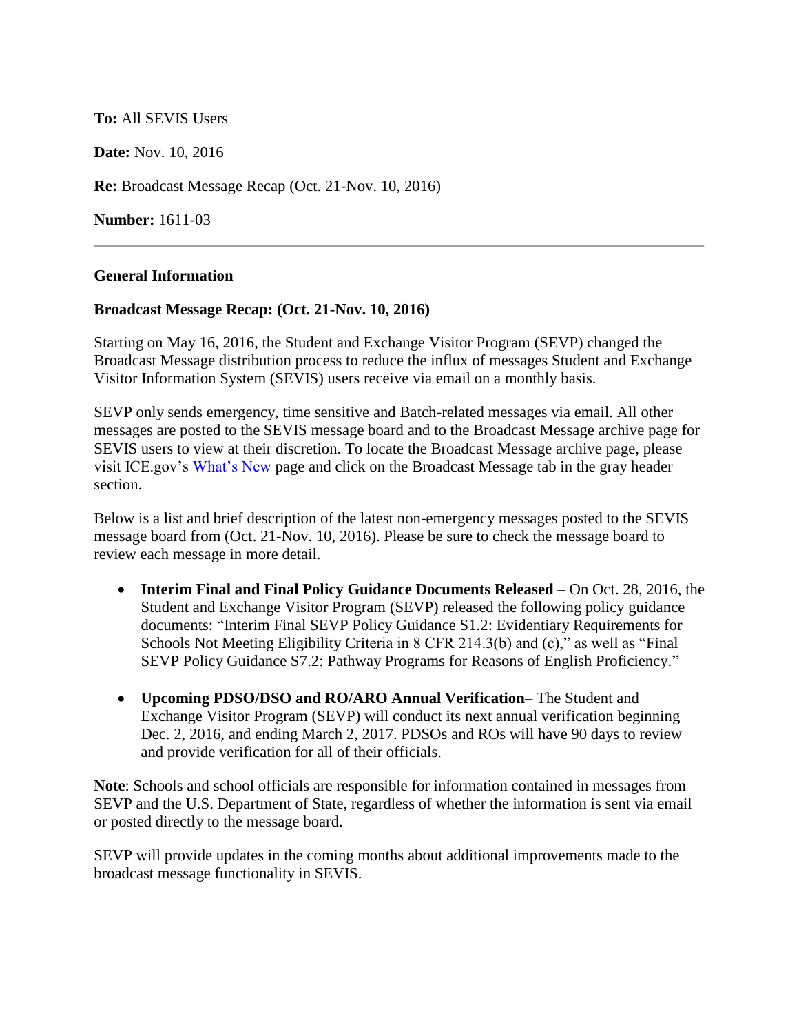**To:** All SEVIS Users

**Date:** Nov. 10, 2016

**Re:** Broadcast Message Recap (Oct. 21-Nov. 10, 2016)

**Number:** 1611-03

---

**General Information**

**Broadcast Message Recap: (Oct. 21-Nov. 10, 2016)**

Starting on May 16, 2016, the Student and Exchange Visitor Program (SEVP) changed the Broadcast Message distribution process to reduce the influx of messages Student and Exchange Visitor Information System (SEVIS) users receive via email on a monthly basis.

SEVP only sends emergency, time sensitive and Batch-related messages via email. All other messages are posted to the SEVIS message board and to the Broadcast Message archive page for SEVIS users to view at their discretion. To locate the Broadcast Message archive page, please visit ICE.gov's What's New page and click on the Broadcast Message tab in the gray header section.

Below is a list and brief description of the latest non-emergency messages posted to the SEVIS message board from (Oct. 21-Nov. 10, 2016). Please be sure to check the message board to review each message in more detail.

- **Interim Final and Final Policy Guidance Documents Released** – On Oct. 28, 2016, the Student and Exchange Visitor Program (SEVP) released the following policy guidance documents: "Interim Final SEVP Policy Guidance S1.2: Evidentiary Requirements for Schools Not Meeting Eligibility Criteria in 8 CFR 214.3(b) and (c)," as well as "Final SEVP Policy Guidance S7.2: Pathway Programs for Reasons of English Proficiency."

- **Upcoming PDSO/DSO and RO/ARO Annual Verification**– The Student and Exchange Visitor Program (SEVP) will conduct its next annual verification beginning Dec. 2, 2016, and ending March 2, 2017. PDSOs and ROs will have 90 days to review and provide verification for all of their officials.

**Note**: Schools and school officials are responsible for information contained in messages from SEVP and the U.S. Department of State, regardless of whether the information is sent via email or posted directly to the message board.

SEVP will provide updates in the coming months about additional improvements made to the broadcast message functionality in SEVIS.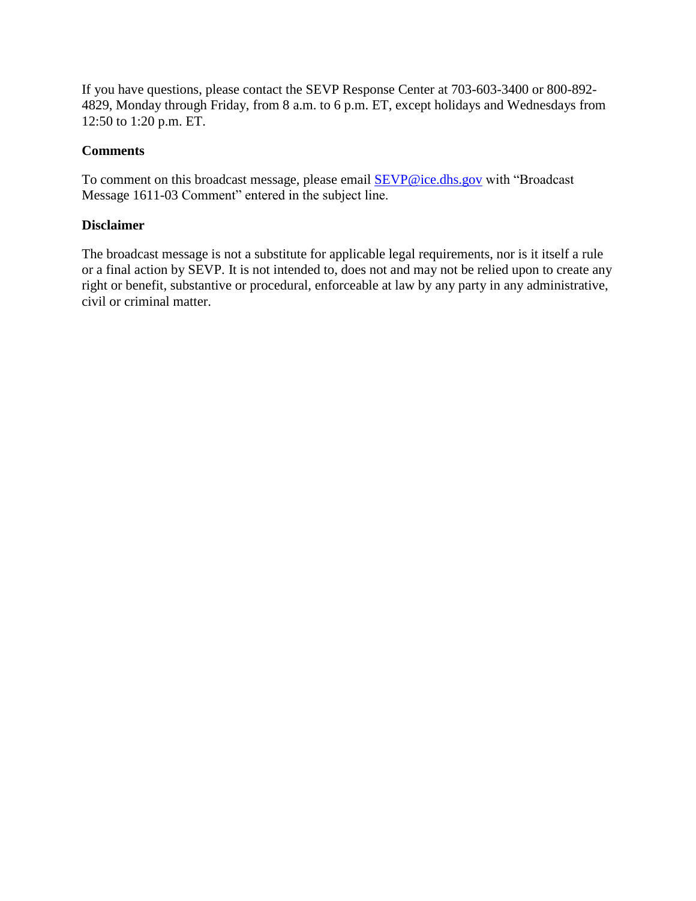If you have questions, please contact the SEVP Response Center at 703-603-3400 or 800-892-4829, Monday through Friday, from 8 a.m. to 6 p.m. ET, except holidays and Wednesdays from 12:50 to 1:20 p.m. ET.

**Comments**

To comment on this broadcast message, please email SEVP@ice.dhs.gov with "Broadcast Message 1611-03 Comment" entered in the subject line.

**Disclaimer**

The broadcast message is not a substitute for applicable legal requirements, nor is it itself a rule or a final action by SEVP. It is not intended to, does not and may not be relied upon to create any right or benefit, substantive or procedural, enforceable at law by any party in any administrative, civil or criminal matter.